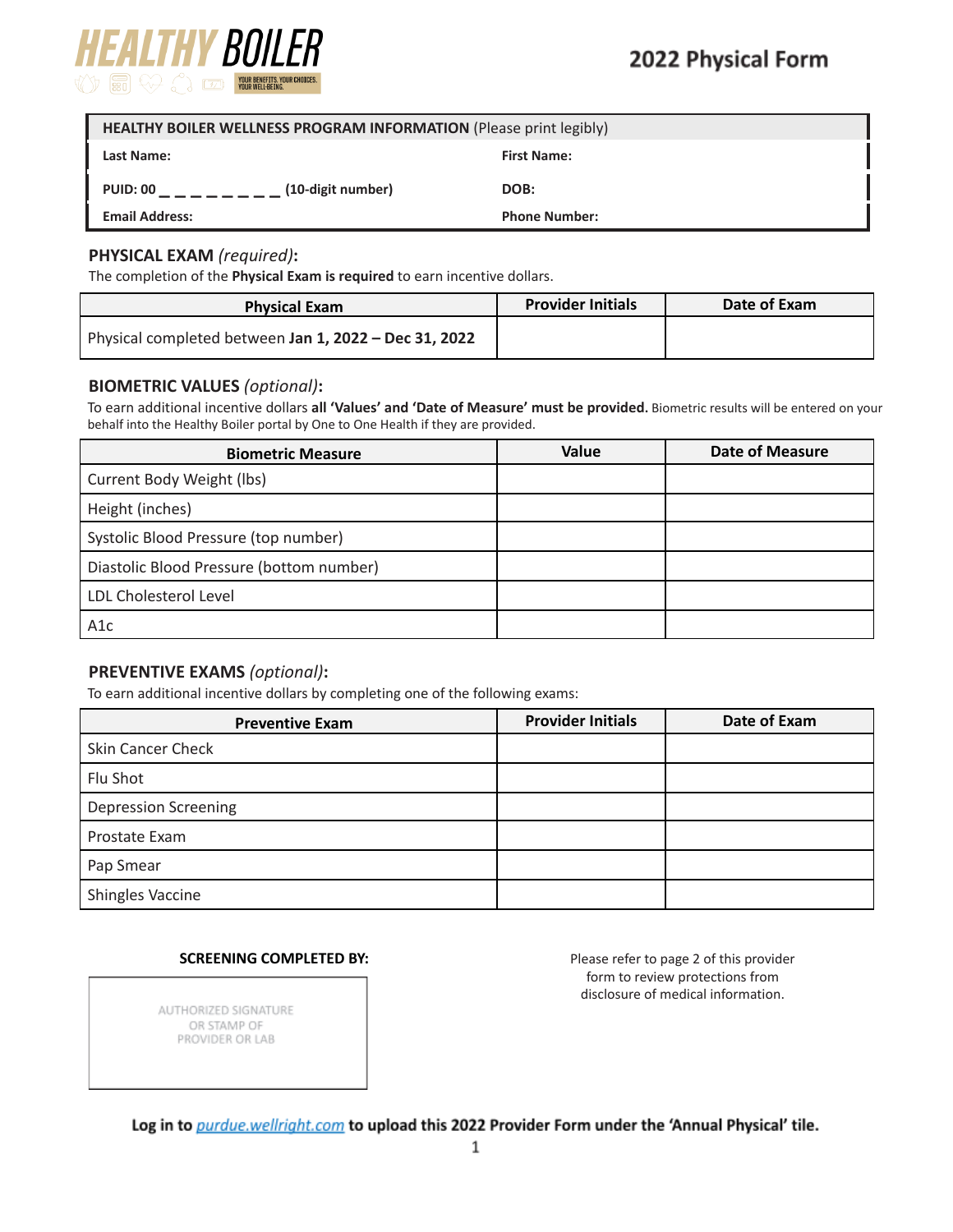HEALTHY BOILER

YOUR BENEFITS. YOUR CHOICES. YOUR WELL-BEING.

# 2022 Physical Form

| **HEALTHY BOILER WELLNESS PROGRAM INFORMATION** (Please print legibly) | |
|---|---|
| **Last Name:** | **First Name:** |
| **PUID: 00 _ _ _ _ _ _ _ _ (10-digit number)** | **DOB:** |
| **Email Address:** | **Phone Number:** |

## PHYSICAL EXAM *(required)*:

The completion of the **Physical Exam is required** to earn incentive dollars.

| Physical Exam | Provider Initials | Date of Exam |
|---|---|---|
| Physical completed between **Jan 1, 2022 – Dec 31, 2022** | | |

## BIOMETRIC VALUES *(optional)*:

To earn additional incentive dollars **all 'Values' and 'Date of Measure' must be provided.** Biometric results will be entered on your behalf into the Healthy Boiler portal by One to One Health if they are provided.

| Biometric Measure | Value | Date of Measure |
|---|---|---|
| Current Body Weight (lbs) | | |
| Height (inches) | | |
| Systolic Blood Pressure (top number) | | |
| Diastolic Blood Pressure (bottom number) | | |
| LDL Cholesterol Level | | |
| A1c | | |

## PREVENTIVE EXAMS *(optional)*:

To earn additional incentive dollars by completing one of the following exams:

| Preventive Exam | Provider Initials | Date of Exam |
|---|---|---|
| Skin Cancer Check | | |
| Flu Shot | | |
| Depression Screening | | |
| Prostate Exam | | |
| Pap Smear | | |
| Shingles Vaccine | | |

**SCREENING COMPLETED BY:**

AUTHORIZED SIGNATURE OR STAMP OF PROVIDER OR LAB

Please refer to page 2 of this provider form to review protections from disclosure of medical information.

**Log in to purdue.wellright.com to upload this 2022 Provider Form under the 'Annual Physical' tile.**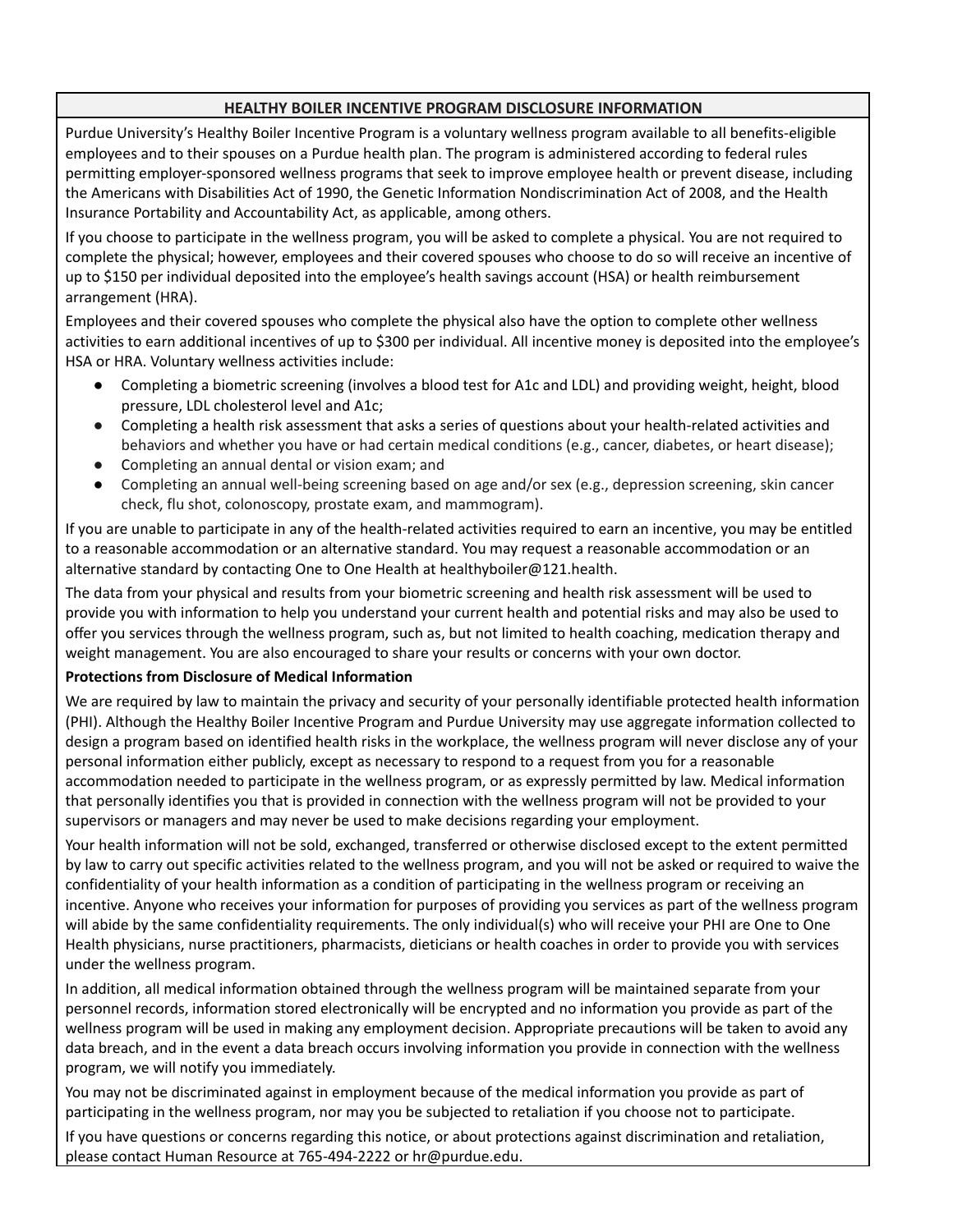## HEALTHY BOILER INCENTIVE PROGRAM DISCLOSURE INFORMATION

Purdue University's Healthy Boiler Incentive Program is a voluntary wellness program available to all benefits-eligible employees and to their spouses on a Purdue health plan. The program is administered according to federal rules permitting employer-sponsored wellness programs that seek to improve employee health or prevent disease, including the Americans with Disabilities Act of 1990, the Genetic Information Nondiscrimination Act of 2008, and the Health Insurance Portability and Accountability Act, as applicable, among others.

If you choose to participate in the wellness program, you will be asked to complete a physical. You are not required to complete the physical; however, employees and their covered spouses who choose to do so will receive an incentive of up to $150 per individual deposited into the employee's health savings account (HSA) or health reimbursement arrangement (HRA).

Employees and their covered spouses who complete the physical also have the option to complete other wellness activities to earn additional incentives of up to $300 per individual. All incentive money is deposited into the employee's HSA or HRA. Voluntary wellness activities include:

- Completing a biometric screening (involves a blood test for A1c and LDL) and providing weight, height, blood pressure, LDL cholesterol level and A1c;
- Completing a health risk assessment that asks a series of questions about your health-related activities and behaviors and whether you have or had certain medical conditions (e.g., cancer, diabetes, or heart disease);
- Completing an annual dental or vision exam; and
- Completing an annual well-being screening based on age and/or sex (e.g., depression screening, skin cancer check, flu shot, colonoscopy, prostate exam, and mammogram).

If you are unable to participate in any of the health-related activities required to earn an incentive, you may be entitled to a reasonable accommodation or an alternative standard. You may request a reasonable accommodation or an alternative standard by contacting One to One Health at healthyboiler@121.health.

The data from your physical and results from your biometric screening and health risk assessment will be used to provide you with information to help you understand your current health and potential risks and may also be used to offer you services through the wellness program, such as, but not limited to health coaching, medication therapy and weight management. You are also encouraged to share your results or concerns with your own doctor.

**Protections from Disclosure of Medical Information**

We are required by law to maintain the privacy and security of your personally identifiable protected health information (PHI). Although the Healthy Boiler Incentive Program and Purdue University may use aggregate information collected to design a program based on identified health risks in the workplace, the wellness program will never disclose any of your personal information either publicly, except as necessary to respond to a request from you for a reasonable accommodation needed to participate in the wellness program, or as expressly permitted by law. Medical information that personally identifies you that is provided in connection with the wellness program will not be provided to your supervisors or managers and may never be used to make decisions regarding your employment.

Your health information will not be sold, exchanged, transferred or otherwise disclosed except to the extent permitted by law to carry out specific activities related to the wellness program, and you will not be asked or required to waive the confidentiality of your health information as a condition of participating in the wellness program or receiving an incentive. Anyone who receives your information for purposes of providing you services as part of the wellness program will abide by the same confidentiality requirements. The only individual(s) who will receive your PHI are One to One Health physicians, nurse practitioners, pharmacists, dieticians or health coaches in order to provide you with services under the wellness program.

In addition, all medical information obtained through the wellness program will be maintained separate from your personnel records, information stored electronically will be encrypted and no information you provide as part of the wellness program will be used in making any employment decision. Appropriate precautions will be taken to avoid any data breach, and in the event a data breach occurs involving information you provide in connection with the wellness program, we will notify you immediately.

You may not be discriminated against in employment because of the medical information you provide as part of participating in the wellness program, nor may you be subjected to retaliation if you choose not to participate.

If you have questions or concerns regarding this notice, or about protections against discrimination and retaliation, please contact Human Resource at 765-494-2222 or hr@purdue.edu.